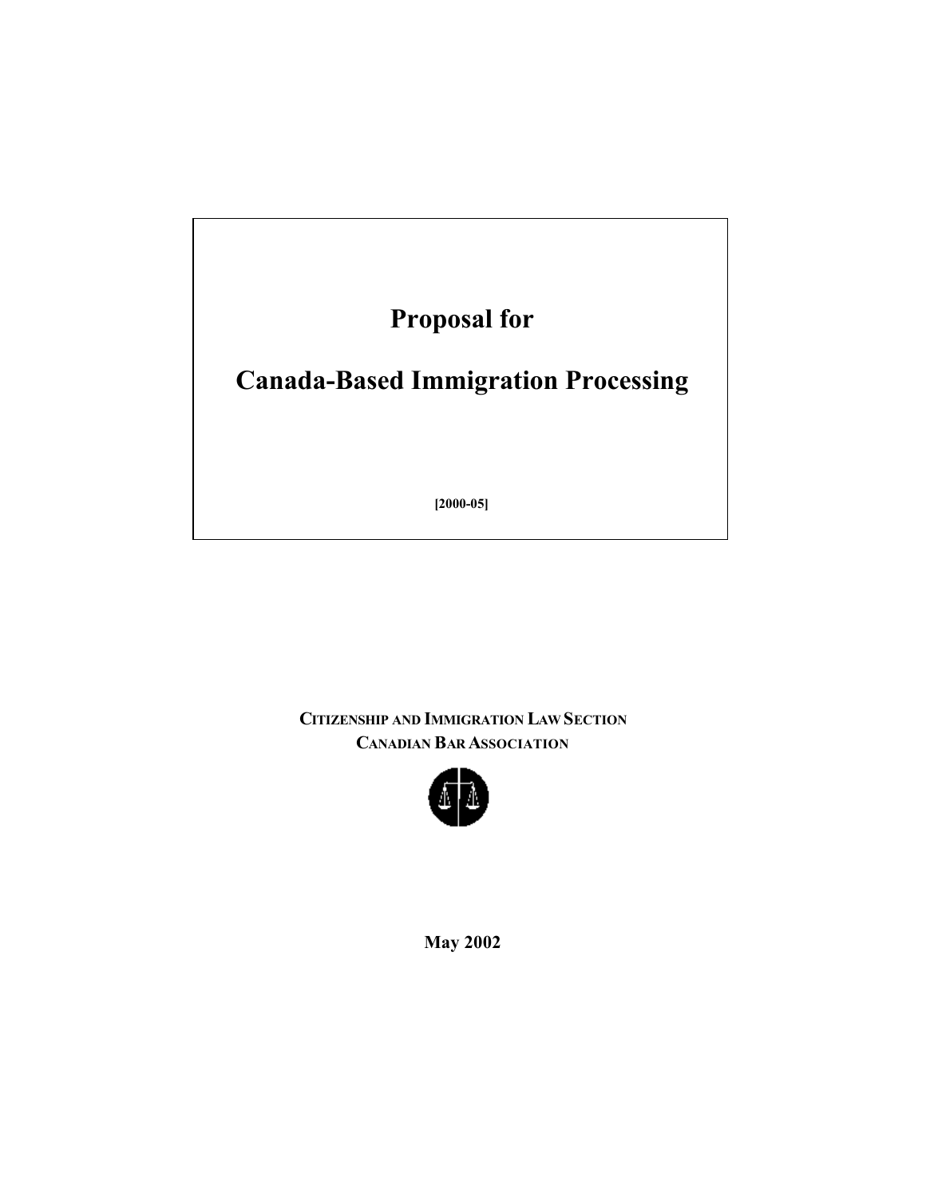# Proposal for

# Canada-Based Immigration Processing

**[2000-05]**

**CITIZENSHIP AND IMMIGRATION LAW SECTION**
**CANADIAN BAR ASSOCIATION**

**May 2002**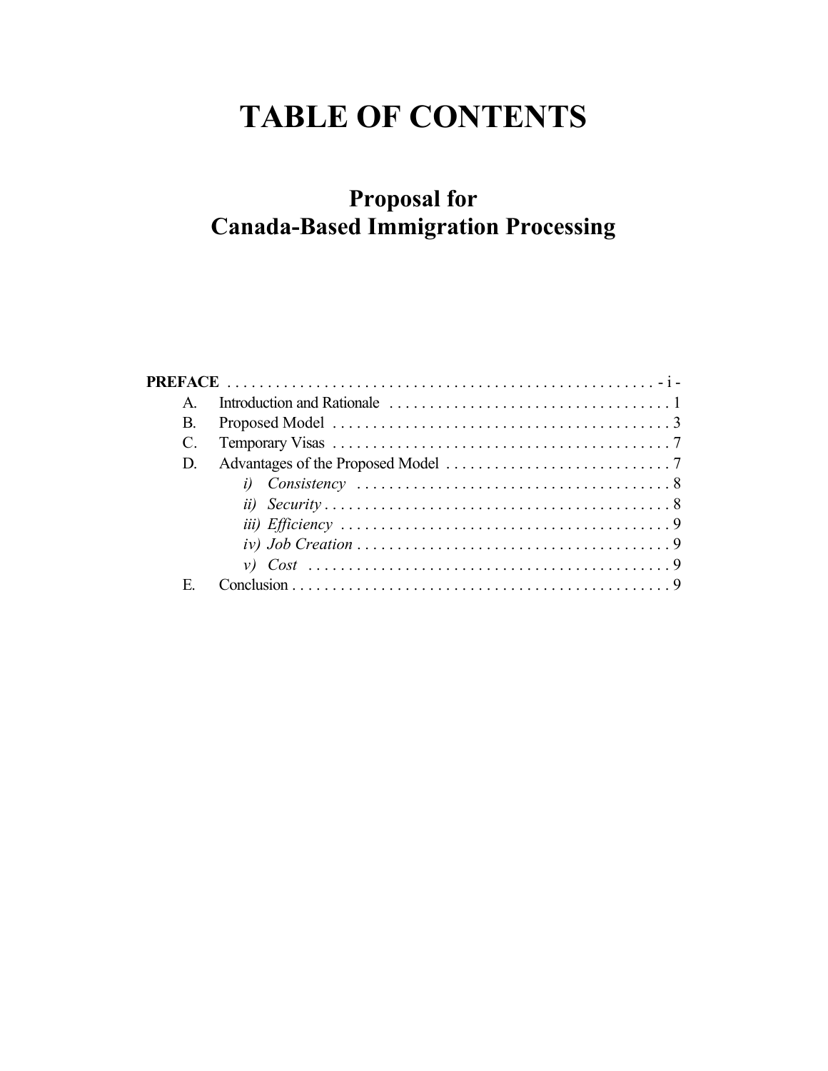# TABLE OF CONTENTS

## Proposal for Canada-Based Immigration Processing

**PREFACE** . . . . . . . . . . . . . . . . . . . . . . . . . . . . . . . . . . . . . . . . . . . . . . . . . . . . . - i -

- A. Introduction and Rationale . . . . . . . . . . . . . . . . . . . . . . . . . . . . . . . . . . . 1
- B. Proposed Model . . . . . . . . . . . . . . . . . . . . . . . . . . . . . . . . . . . . . . . . . . 3
- C. Temporary Visas . . . . . . . . . . . . . . . . . . . . . . . . . . . . . . . . . . . . . . . . . . 7
- D. Advantages of the Proposed Model . . . . . . . . . . . . . . . . . . . . . . . . . . . . 7
  - *i) Consistency* . . . . . . . . . . . . . . . . . . . . . . . . . . . . . . . . . . . . . . . 8
  - *ii) Security* . . . . . . . . . . . . . . . . . . . . . . . . . . . . . . . . . . . . . . . . . . 8
  - *iii) Efficiency* . . . . . . . . . . . . . . . . . . . . . . . . . . . . . . . . . . . . . . . . . 9
  - *iv) Job Creation* . . . . . . . . . . . . . . . . . . . . . . . . . . . . . . . . . . . . . . . 9
  - *v) Cost* . . . . . . . . . . . . . . . . . . . . . . . . . . . . . . . . . . . . . . . . . . . . . 9
- E. Conclusion . . . . . . . . . . . . . . . . . . . . . . . . . . . . . . . . . . . . . . . . . . . . . . . . 9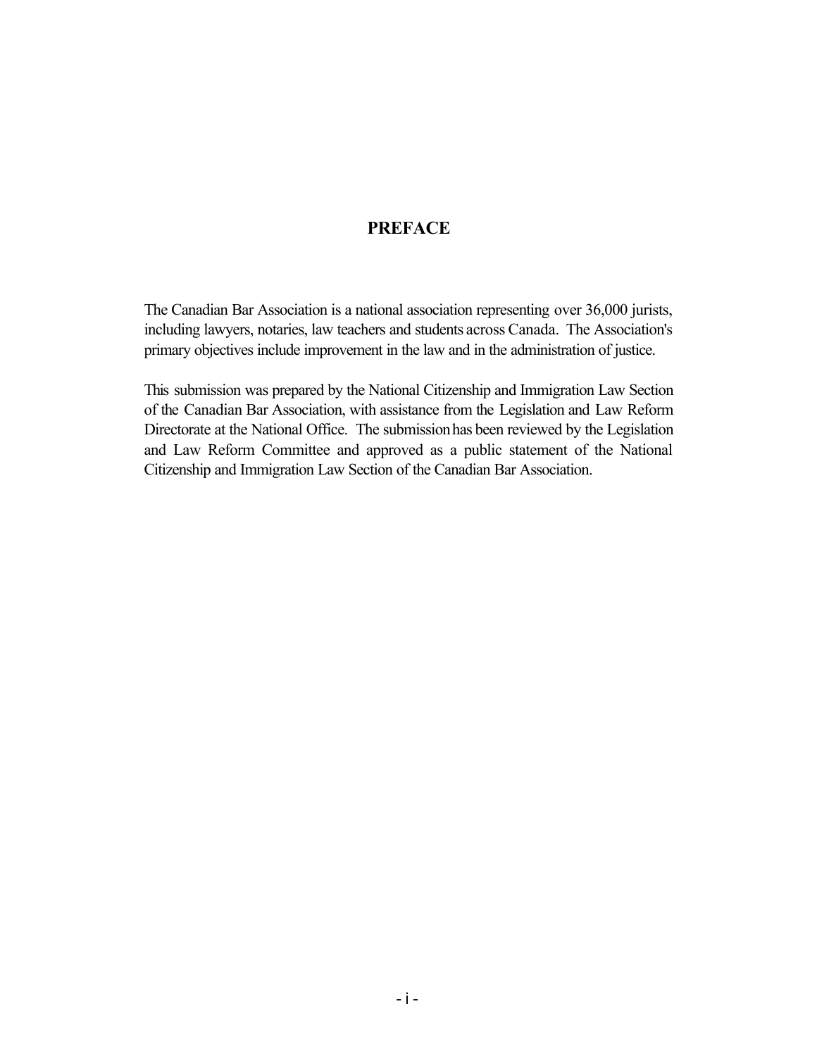# PREFACE

The Canadian Bar Association is a national association representing over 36,000 jurists, including lawyers, notaries, law teachers and students across Canada. The Association's primary objectives include improvement in the law and in the administration of justice.

This submission was prepared by the National Citizenship and Immigration Law Section of the Canadian Bar Association, with assistance from the Legislation and Law Reform Directorate at the National Office. The submission has been reviewed by the Legislation and Law Reform Committee and approved as a public statement of the National Citizenship and Immigration Law Section of the Canadian Bar Association.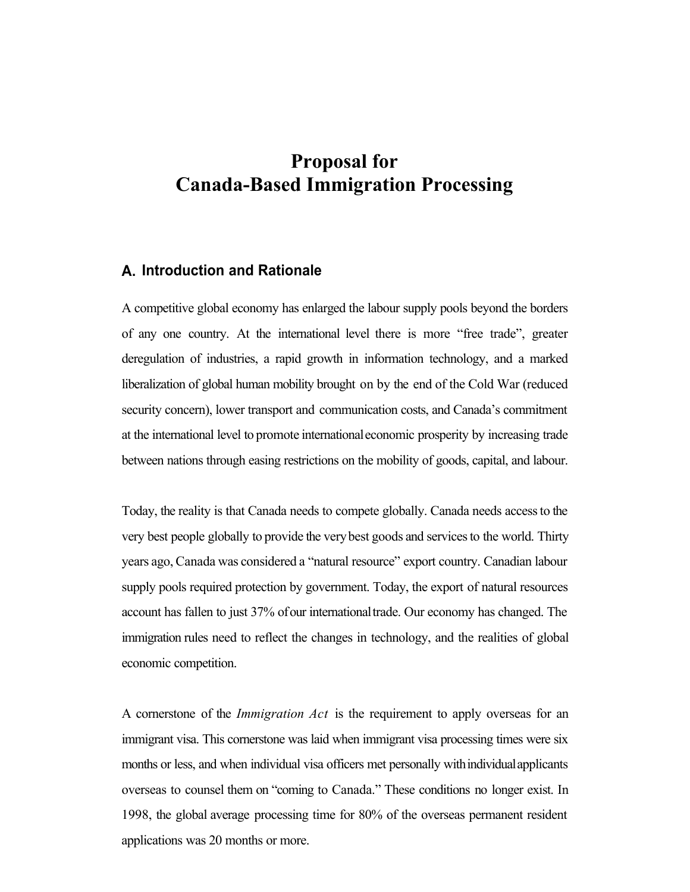# Proposal for Canada-Based Immigration Processing

## A. Introduction and Rationale

A competitive global economy has enlarged the labour supply pools beyond the borders of any one country. At the international level there is more "free trade", greater deregulation of industries, a rapid growth in information technology, and a marked liberalization of global human mobility brought on by the end of the Cold War (reduced security concern), lower transport and communication costs, and Canada's commitment at the international level to promote international economic prosperity by increasing trade between nations through easing restrictions on the mobility of goods, capital, and labour.

Today, the reality is that Canada needs to compete globally. Canada needs access to the very best people globally to provide the very best goods and services to the world. Thirty years ago, Canada was considered a "natural resource" export country. Canadian labour supply pools required protection by government. Today, the export of natural resources account has fallen to just 37% of our international trade. Our economy has changed. The immigration rules need to reflect the changes in technology, and the realities of global economic competition.

A cornerstone of the *Immigration Act* is the requirement to apply overseas for an immigrant visa. This cornerstone was laid when immigrant visa processing times were six months or less, and when individual visa officers met personally with individual applicants overseas to counsel them on "coming to Canada." These conditions no longer exist. In 1998, the global average processing time for 80% of the overseas permanent resident applications was 20 months or more.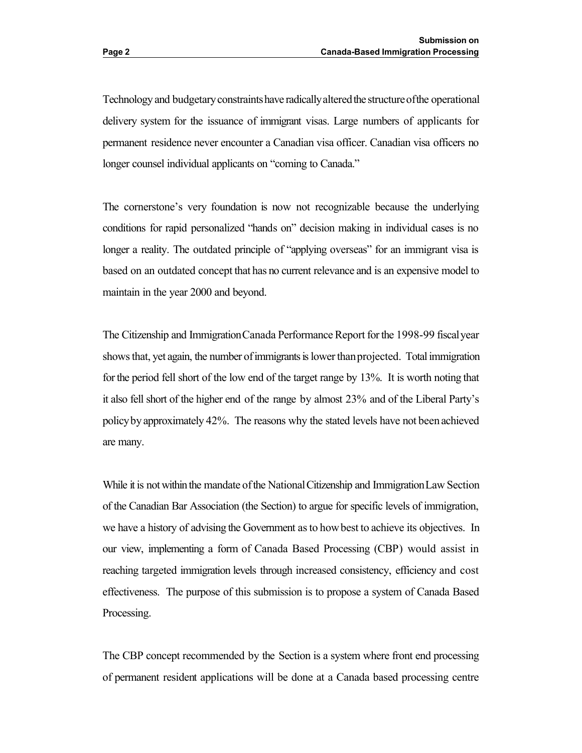Technology and budgetary constraints have radically altered the structure of the operational delivery system for the issuance of immigrant visas. Large numbers of applicants for permanent residence never encounter a Canadian visa officer. Canadian visa officers no longer counsel individual applicants on "coming to Canada."

The cornerstone's very foundation is now not recognizable because the underlying conditions for rapid personalized "hands on" decision making in individual cases is no longer a reality. The outdated principle of "applying overseas" for an immigrant visa is based on an outdated concept that has no current relevance and is an expensive model to maintain in the year 2000 and beyond.

The Citizenship and Immigration Canada Performance Report for the 1998-99 fiscal year shows that, yet again, the number of immigrants is lower than projected. Total immigration for the period fell short of the low end of the target range by 13%. It is worth noting that it also fell short of the higher end of the range by almost 23% and of the Liberal Party's policy by approximately 42%. The reasons why the stated levels have not been achieved are many.

While it is not within the mandate of the National Citizenship and Immigration Law Section of the Canadian Bar Association (the Section) to argue for specific levels of immigration, we have a history of advising the Government as to how best to achieve its objectives. In our view, implementing a form of Canada Based Processing (CBP) would assist in reaching targeted immigration levels through increased consistency, efficiency and cost effectiveness. The purpose of this submission is to propose a system of Canada Based Processing.

The CBP concept recommended by the Section is a system where front end processing of permanent resident applications will be done at a Canada based processing centre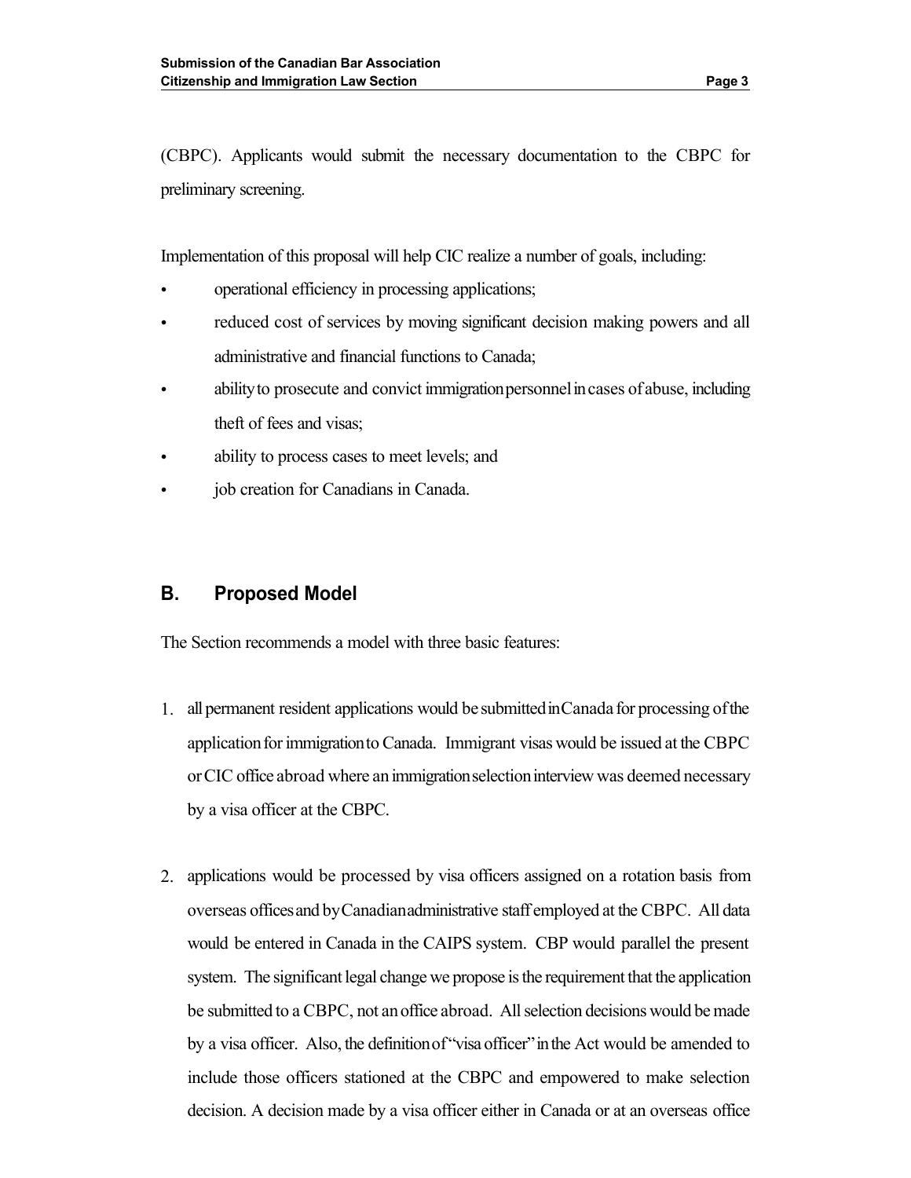(CBPC). Applicants would submit the necessary documentation to the CBPC for preliminary screening.

Implementation of this proposal will help CIC realize a number of goals, including:

- operational efficiency in processing applications;
- reduced cost of services by moving significant decision making powers and all administrative and financial functions to Canada;
- ability to prosecute and convict immigration personnel in cases of abuse, including theft of fees and visas;
- ability to process cases to meet levels; and
- job creation for Canadians in Canada.

## B. Proposed Model

The Section recommends a model with three basic features:

1. all permanent resident applications would be submitted in Canada for processing of the application for immigration to Canada. Immigrant visas would be issued at the CBPC or CIC office abroad where an immigration selection interview was deemed necessary by a visa officer at the CBPC.

2. applications would be processed by visa officers assigned on a rotation basis from overseas offices and by Canadian administrative staff employed at the CBPC. All data would be entered in Canada in the CAIPS system. CBP would parallel the present system. The significant legal change we propose is the requirement that the application be submitted to a CBPC, not an office abroad. All selection decisions would be made by a visa officer. Also, the definition of "visa officer" in the Act would be amended to include those officers stationed at the CBPC and empowered to make selection decision. A decision made by a visa officer either in Canada or at an overseas office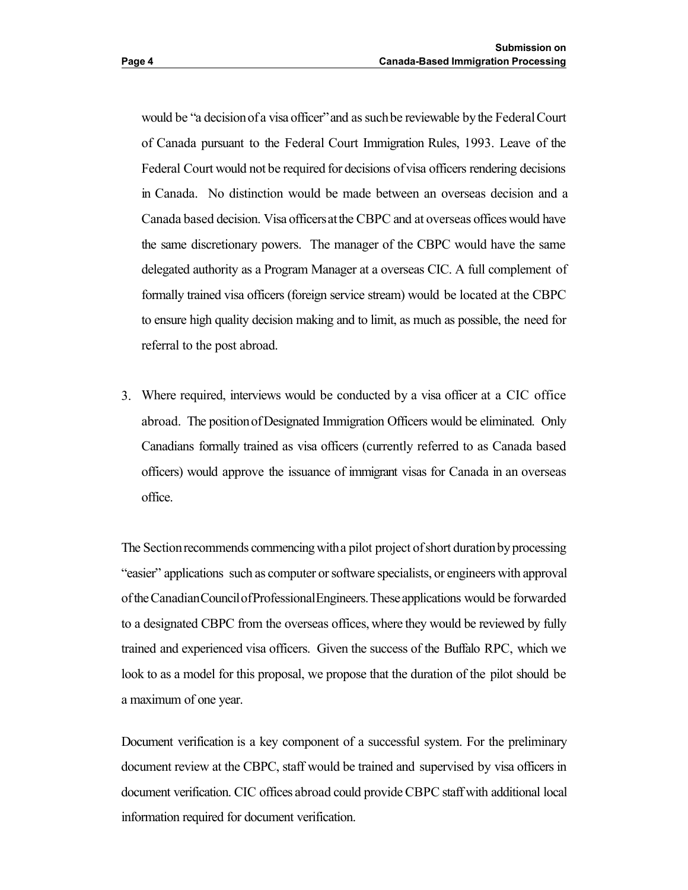would be "a decision of a visa officer" and as such be reviewable by the Federal Court of Canada pursuant to the Federal Court Immigration Rules, 1993. Leave of the Federal Court would not be required for decisions of visa officers rendering decisions in Canada. No distinction would be made between an overseas decision and a Canada based decision. Visa officers at the CBPC and at overseas offices would have the same discretionary powers. The manager of the CBPC would have the same delegated authority as a Program Manager at a overseas CIC. A full complement of formally trained visa officers (foreign service stream) would be located at the CBPC to ensure high quality decision making and to limit, as much as possible, the need for referral to the post abroad.

3. Where required, interviews would be conducted by a visa officer at a CIC office abroad. The position of Designated Immigration Officers would be eliminated. Only Canadians formally trained as visa officers (currently referred to as Canada based officers) would approve the issuance of immigrant visas for Canada in an overseas office.

The Section recommends commencing with a pilot project of short duration by processing "easier" applications such as computer or software specialists, or engineers with approval of the Canadian Council of Professional Engineers. These applications would be forwarded to a designated CBPC from the overseas offices, where they would be reviewed by fully trained and experienced visa officers. Given the success of the Buffalo RPC, which we look to as a model for this proposal, we propose that the duration of the pilot should be a maximum of one year.

Document verification is a key component of a successful system. For the preliminary document review at the CBPC, staff would be trained and supervised by visa officers in document verification. CIC offices abroad could provide CBPC staff with additional local information required for document verification.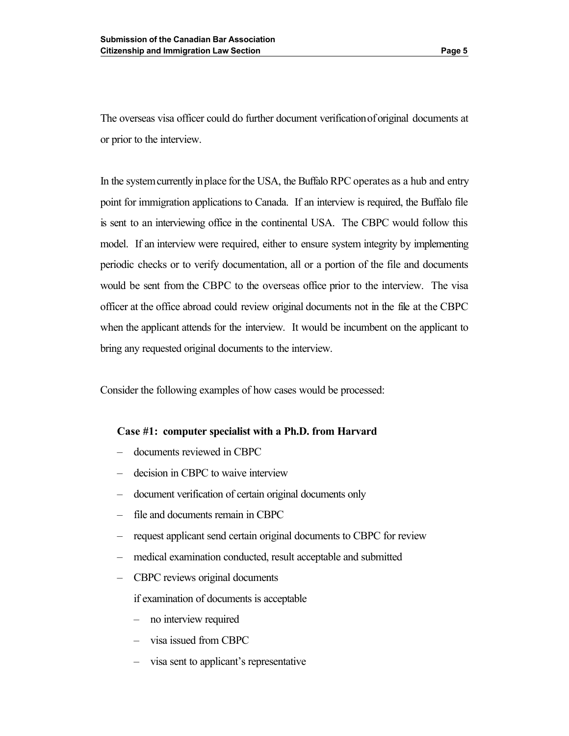The overseas visa officer could do further document verification of original documents at or prior to the interview.

In the system currently in place for the USA, the Buffalo RPC operates as a hub and entry point for immigration applications to Canada. If an interview is required, the Buffalo file is sent to an interviewing office in the continental USA. The CBPC would follow this model. If an interview were required, either to ensure system integrity by implementing periodic checks or to verify documentation, all or a portion of the file and documents would be sent from the CBPC to the overseas office prior to the interview. The visa officer at the office abroad could review original documents not in the file at the CBPC when the applicant attends for the interview. It would be incumbent on the applicant to bring any requested original documents to the interview.

Consider the following examples of how cases would be processed:

**Case #1: computer specialist with a Ph.D. from Harvard**

- documents reviewed in CBPC
- decision in CBPC to waive interview
- document verification of certain original documents only
- file and documents remain in CBPC
- request applicant send certain original documents to CBPC for review
- medical examination conducted, result acceptable and submitted
- CBPC reviews original documents

  if examination of documents is acceptable

  - no interview required
  - visa issued from CBPC
  - visa sent to applicant's representative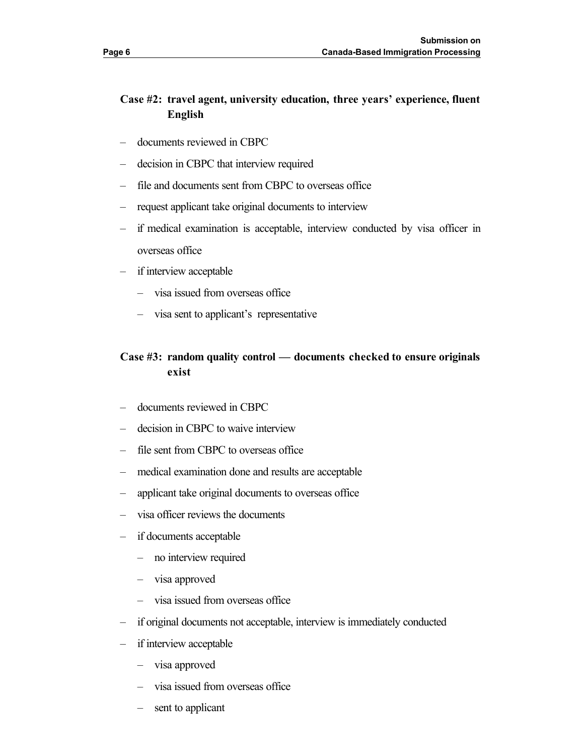### Case #2: travel agent, university education, three years' experience, fluent English

- documents reviewed in CBPC
- decision in CBPC that interview required
- file and documents sent from CBPC to overseas office
- request applicant take original documents to interview
- if medical examination is acceptable, interview conducted by visa officer in overseas office
- if interview acceptable
  - visa issued from overseas office
  - visa sent to applicant's representative

### Case #3: random quality control — documents checked to ensure originals exist

- documents reviewed in CBPC
- decision in CBPC to waive interview
- file sent from CBPC to overseas office
- medical examination done and results are acceptable
- applicant take original documents to overseas office
- visa officer reviews the documents
- if documents acceptable
  - no interview required
  - visa approved
  - visa issued from overseas office
- if original documents not acceptable, interview is immediately conducted
- if interview acceptable
  - visa approved
  - visa issued from overseas office
  - sent to applicant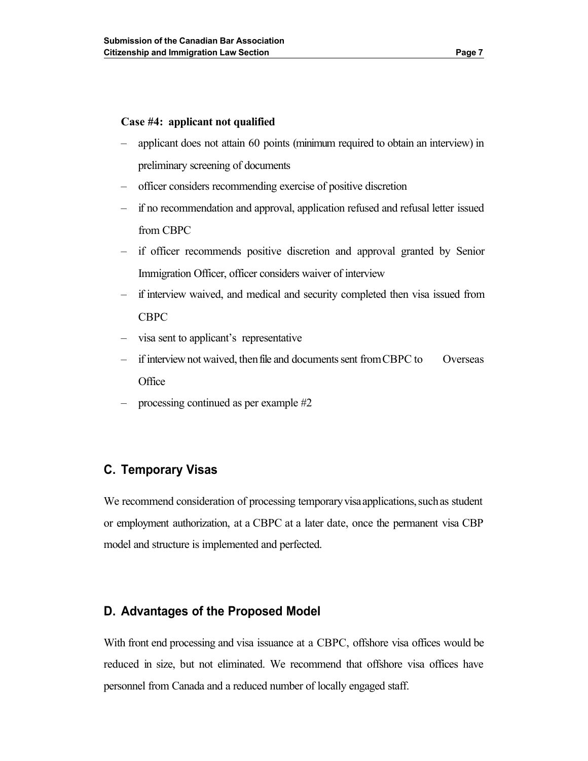**Case #4: applicant not qualified**

– applicant does not attain 60 points (minimum required to obtain an interview) in preliminary screening of documents
– officer considers recommending exercise of positive discretion
– if no recommendation and approval, application refused and refusal letter issued from CBPC
– if officer recommends positive discretion and approval granted by Senior Immigration Officer, officer considers waiver of interview
– if interview waived, and medical and security completed then visa issued from CBPC
– visa sent to applicant's representative
– if interview not waived, then file and documents sent from CBPC to Overseas Office
– processing continued as per example #2

## C. Temporary Visas

We recommend consideration of processing temporary visa applications, such as student or employment authorization, at a CBPC at a later date, once the permanent visa CBP model and structure is implemented and perfected.

## D. Advantages of the Proposed Model

With front end processing and visa issuance at a CBPC, offshore visa offices would be reduced in size, but not eliminated. We recommend that offshore visa offices have personnel from Canada and a reduced number of locally engaged staff.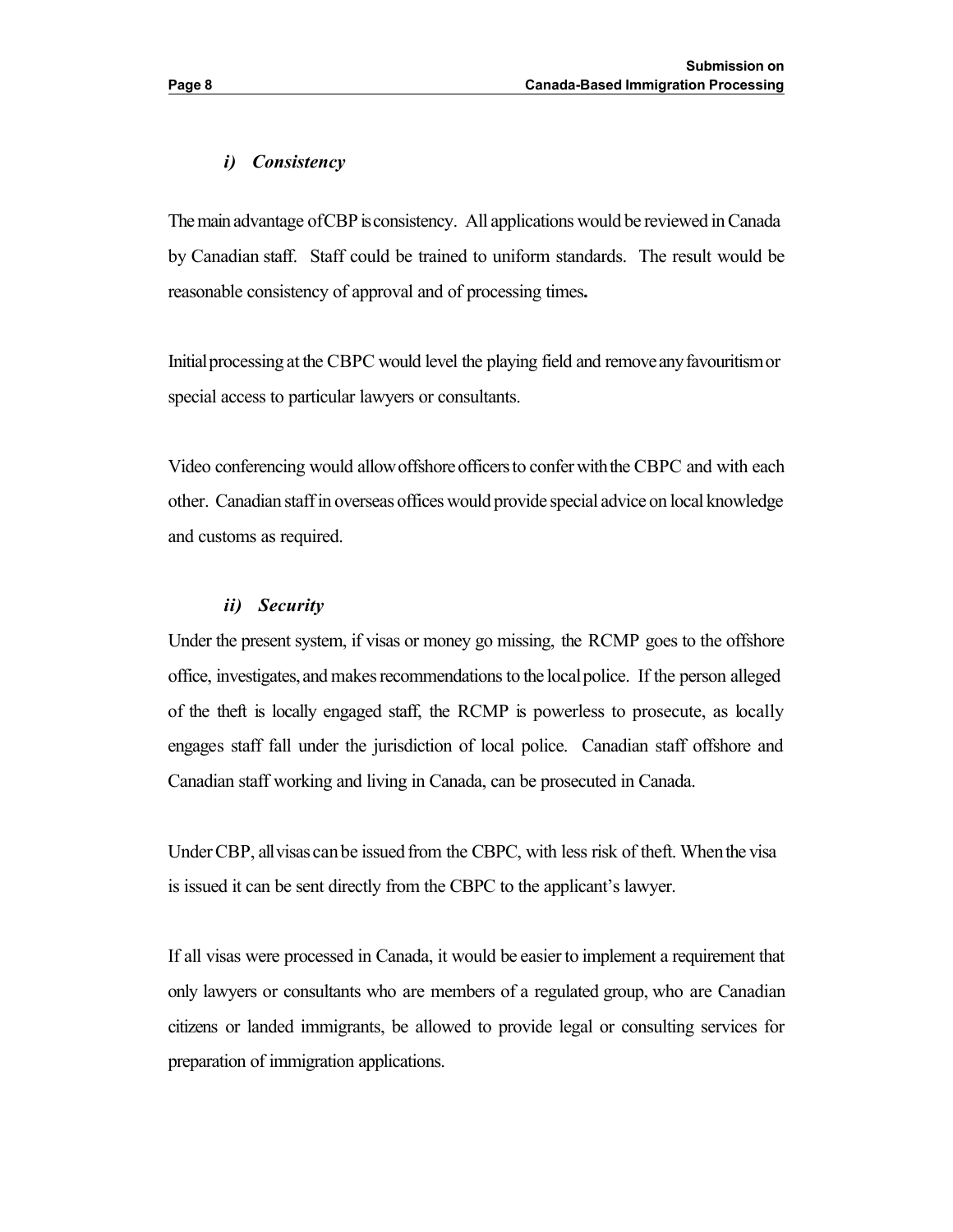### *i) Consistency*

The main advantage of CBP is consistency. All applications would be reviewed in Canada by Canadian staff. Staff could be trained to uniform standards. The result would be reasonable consistency of approval and of processing times**.**

Initial processing at the CBPC would level the playing field and remove any favouritism or special access to particular lawyers or consultants.

Video conferencing would allow offshore officers to confer with the CBPC and with each other. Canadian staff in overseas offices would provide special advice on local knowledge and customs as required.

### *ii) Security*

Under the present system, if visas or money go missing, the RCMP goes to the offshore office, investigates, and makes recommendations to the local police. If the person alleged of the theft is locally engaged staff, the RCMP is powerless to prosecute, as locally engages staff fall under the jurisdiction of local police. Canadian staff offshore and Canadian staff working and living in Canada, can be prosecuted in Canada.

Under CBP, all visas can be issued from the CBPC, with less risk of theft. When the visa is issued it can be sent directly from the CBPC to the applicant's lawyer.

If all visas were processed in Canada, it would be easier to implement a requirement that only lawyers or consultants who are members of a regulated group, who are Canadian citizens or landed immigrants, be allowed to provide legal or consulting services for preparation of immigration applications.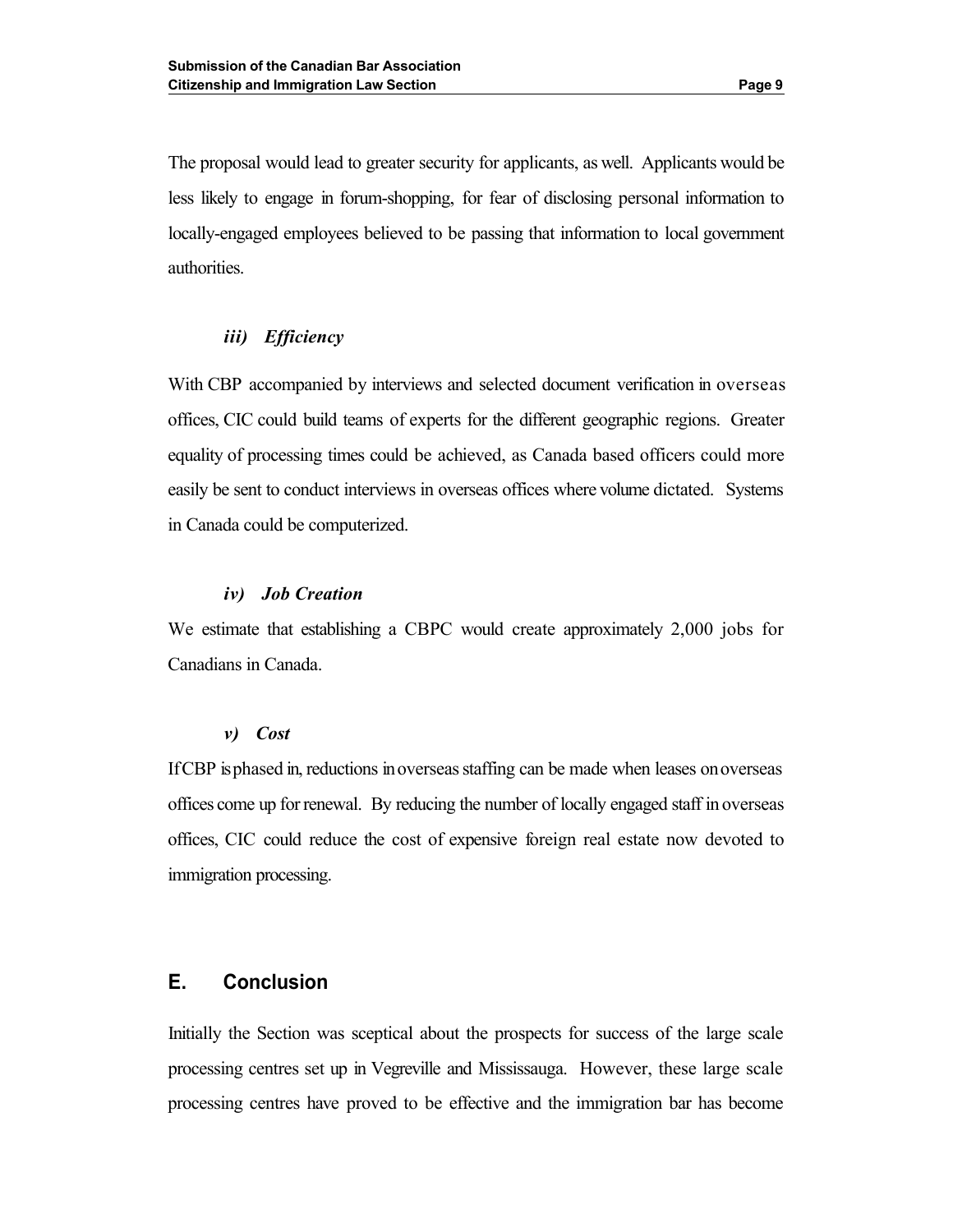The proposal would lead to greater security for applicants, as well. Applicants would be less likely to engage in forum-shopping, for fear of disclosing personal information to locally-engaged employees believed to be passing that information to local government authorities.

### *iii) Efficiency*

With CBP accompanied by interviews and selected document verification in overseas offices, CIC could build teams of experts for the different geographic regions. Greater equality of processing times could be achieved, as Canada based officers could more easily be sent to conduct interviews in overseas offices where volume dictated. Systems in Canada could be computerized.

### *iv) Job Creation*

We estimate that establishing a CBPC would create approximately 2,000 jobs for Canadians in Canada.

### *v) Cost*

If CBP is phased in, reductions in overseas staffing can be made when leases on overseas offices come up for renewal. By reducing the number of locally engaged staff in overseas offices, CIC could reduce the cost of expensive foreign real estate now devoted to immigration processing.

## E. Conclusion

Initially the Section was sceptical about the prospects for success of the large scale processing centres set up in Vegreville and Mississauga. However, these large scale processing centres have proved to be effective and the immigration bar has become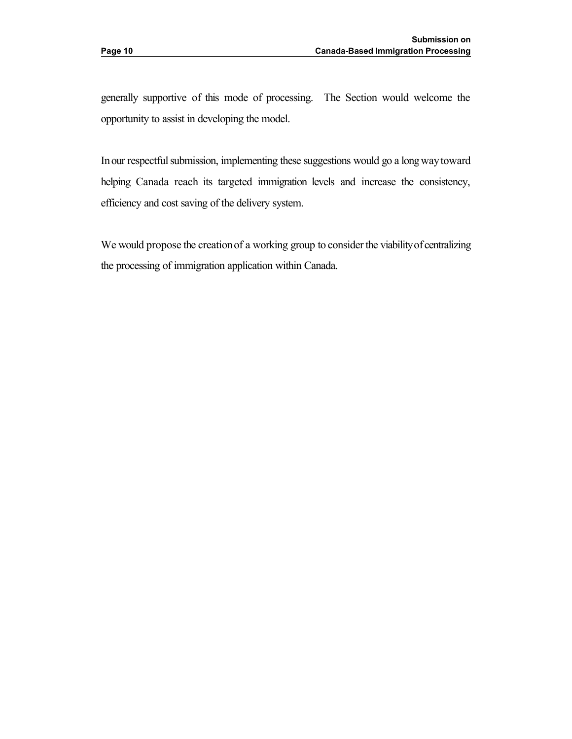generally supportive of this mode of processing. The Section would welcome the opportunity to assist in developing the model.

In our respectful submission, implementing these suggestions would go a long way toward helping Canada reach its targeted immigration levels and increase the consistency, efficiency and cost saving of the delivery system.

We would propose the creation of a working group to consider the viability of centralizing the processing of immigration application within Canada.